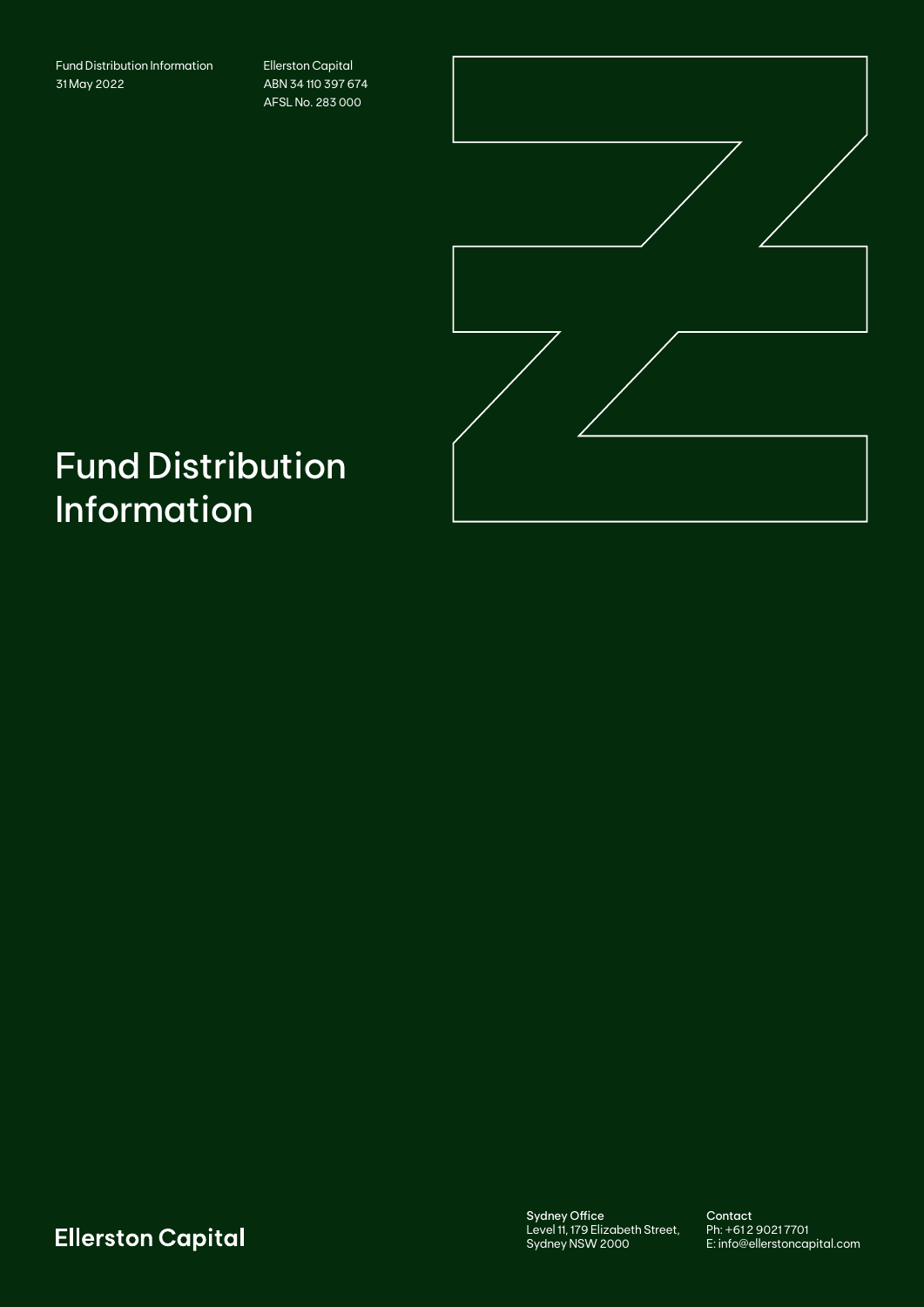Fund Distribution Information
31 May 2022

Ellerston Capital
ABN 34 110 397 674
AFSL No. 283 000

# Fund Distribution Information

**Ellerston Capital**

**Sydney Office**
Level 11, 179 Elizabeth Street,
Sydney NSW 2000

**Contact**
Ph: +61 2 9021 7701
E: info@ellerstoncapital.com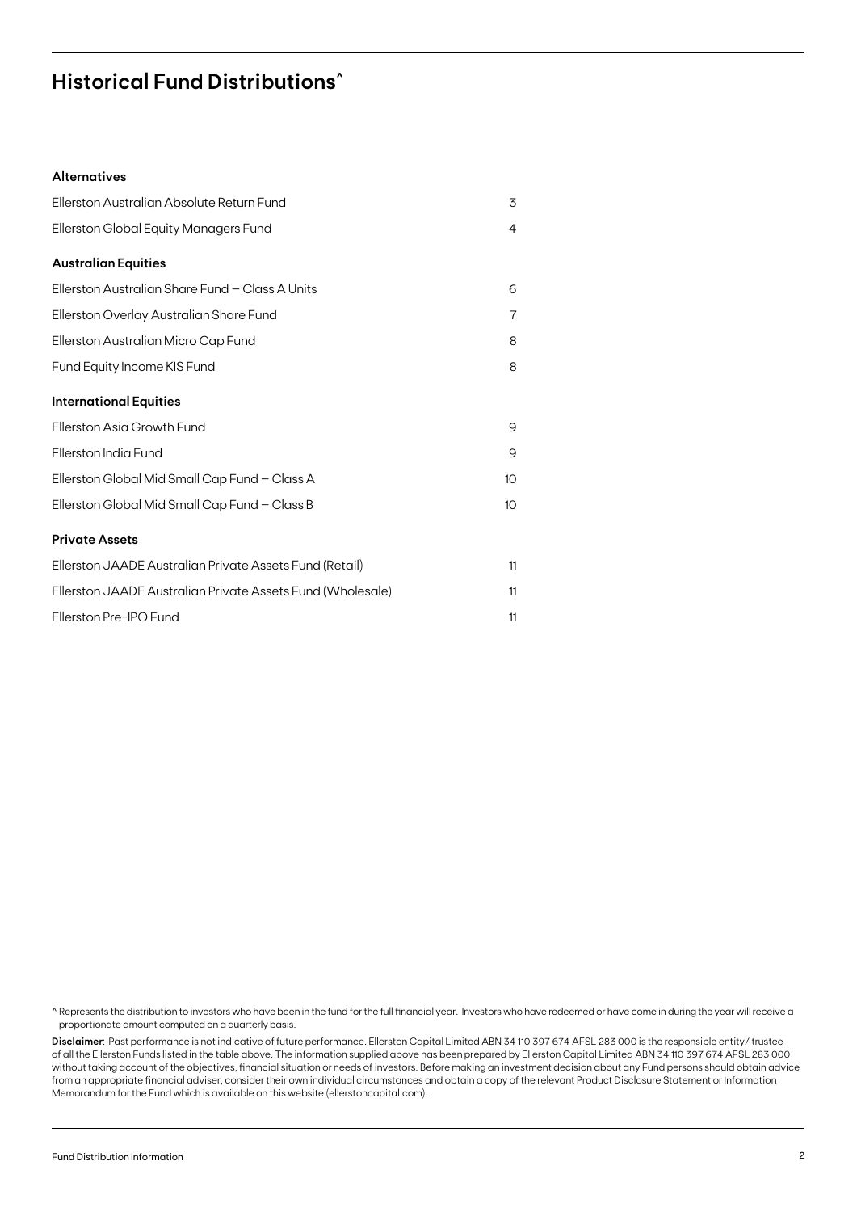# Historical Fund Distributions^

| Fund | Page |
|---|---|
| **Alternatives** | |
| Ellerston Australian Absolute Return Fund | 3 |
| Ellerston Global Equity Managers Fund | 4 |
| **Australian Equities** | |
| Ellerston Australian Share Fund – Class A Units | 6 |
| Ellerston Overlay Australian Share Fund | 7 |
| Ellerston Australian Micro Cap Fund | 8 |
| Fund Equity Income KIS Fund | 8 |
| **International Equities** | |
| Ellerston Asia Growth Fund | 9 |
| Ellerston India Fund | 9 |
| Ellerston Global Mid Small Cap Fund – Class A | 10 |
| Ellerston Global Mid Small Cap Fund – Class B | 10 |
| **Private Assets** | |
| Ellerston JAADE Australian Private Assets Fund (Retail) | 11 |
| Ellerston JAADE Australian Private Assets Fund (Wholesale) | 11 |
| Ellerston Pre-IPO Fund | 11 |

^ Represents the distribution to investors who have been in the fund for the full financial year. Investors who have redeemed or have come in during the year will receive a proportionate amount computed on a quarterly basis.

**Disclaimer**: Past performance is not indicative of future performance. Ellerston Capital Limited ABN 34 110 397 674 AFSL 283 000 is the responsible entity/ trustee of all the Ellerston Funds listed in the table above. The information supplied above has been prepared by Ellerston Capital Limited ABN 34 110 397 674 AFSL 283 000 without taking account of the objectives, financial situation or needs of investors. Before making an investment decision about any Fund persons should obtain advice from an appropriate financial adviser, consider their own individual circumstances and obtain a copy of the relevant Product Disclosure Statement or Information Memorandum for the Fund which is available on this website (ellerstoncapital.com).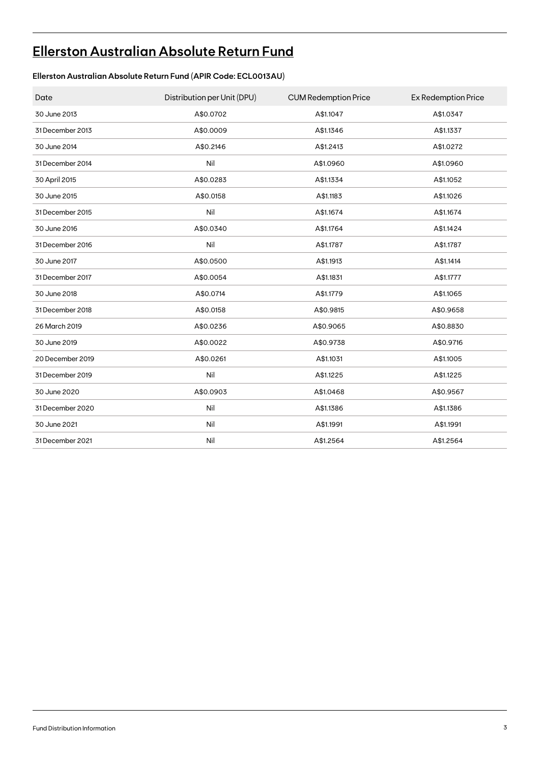# Ellerston Australian Absolute Return Fund

**Ellerston Australian Absolute Return Fund (APIR Code: ECL0013AU)**

| Date | Distribution per Unit (DPU) | CUM Redemption Price | Ex Redemption Price |
|---|---|---|---|
| 30 June 2013 | A$0.0702 | A$1.1047 | A$1.0347 |
| 31 December 2013 | A$0.0009 | A$1.1346 | A$1.1337 |
| 30 June 2014 | A$0.2146 | A$1.2413 | A$1.0272 |
| 31 December 2014 | Nil | A$1.0960 | A$1.0960 |
| 30 April 2015 | A$0.0283 | A$1.1334 | A$1.1052 |
| 30 June 2015 | A$0.0158 | A$1.1183 | A$1.1026 |
| 31 December 2015 | Nil | A$1.1674 | A$1.1674 |
| 30 June 2016 | A$0.0340 | A$1.1764 | A$1.1424 |
| 31 December 2016 | Nil | A$1.1787 | A$1.1787 |
| 30 June 2017 | A$0.0500 | A$1.1913 | A$1.1414 |
| 31 December 2017 | A$0.0054 | A$1.1831 | A$1.1777 |
| 30 June 2018 | A$0.0714 | A$1.1779 | A$1.1065 |
| 31 December 2018 | A$0.0158 | A$0.9815 | A$0.9658 |
| 26 March 2019 | A$0.0236 | A$0.9065 | A$0.8830 |
| 30 June 2019 | A$0.0022 | A$0.9738 | A$0.9716 |
| 20 December 2019 | A$0.0261 | A$1.1031 | A$1.1005 |
| 31 December 2019 | Nil | A$1.1225 | A$1.1225 |
| 30 June 2020 | A$0.0903 | A$1.0468 | A$0.9567 |
| 31 December 2020 | Nil | A$1.1386 | A$1.1386 |
| 30 June 2021 | Nil | A$1.1991 | A$1.1991 |
| 31 December 2021 | Nil | A$1.2564 | A$1.2564 |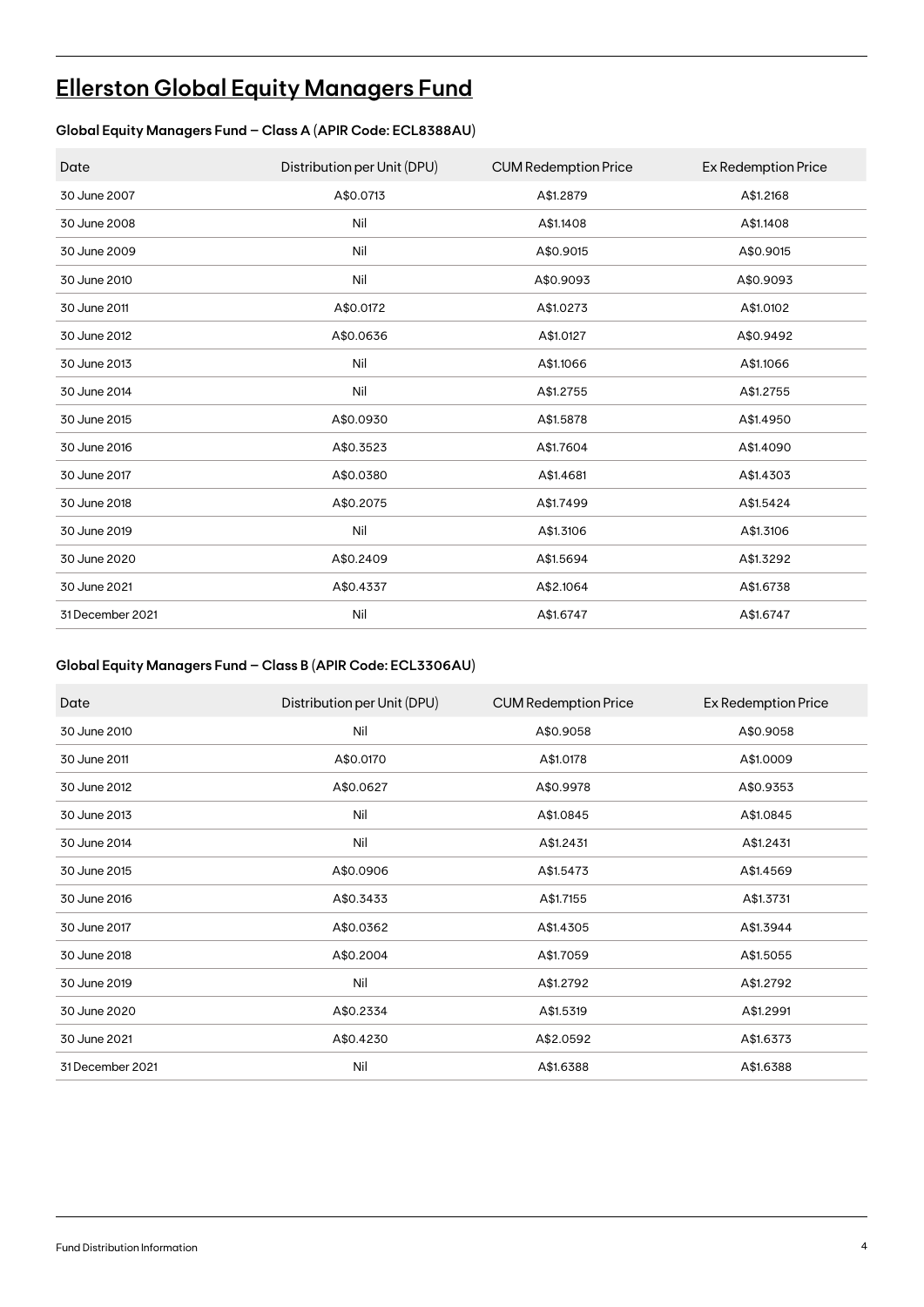# Ellerston Global Equity Managers Fund

### Global Equity Managers Fund – Class A (APIR Code: ECL8388AU)

| Date | Distribution per Unit (DPU) | CUM Redemption Price | Ex Redemption Price |
|---|---|---|---|
| 30 June 2007 | A$0.0713 | A$1.2879 | A$1.2168 |
| 30 June 2008 | Nil | A$1.1408 | A$1.1408 |
| 30 June 2009 | Nil | A$0.9015 | A$0.9015 |
| 30 June 2010 | Nil | A$0.9093 | A$0.9093 |
| 30 June 2011 | A$0.0172 | A$1.0273 | A$1.0102 |
| 30 June 2012 | A$0.0636 | A$1.0127 | A$0.9492 |
| 30 June 2013 | Nil | A$1.1066 | A$1.1066 |
| 30 June 2014 | Nil | A$1.2755 | A$1.2755 |
| 30 June 2015 | A$0.0930 | A$1.5878 | A$1.4950 |
| 30 June 2016 | A$0.3523 | A$1.7604 | A$1.4090 |
| 30 June 2017 | A$0.0380 | A$1.4681 | A$1.4303 |
| 30 June 2018 | A$0.2075 | A$1.7499 | A$1.5424 |
| 30 June 2019 | Nil | A$1.3106 | A$1.3106 |
| 30 June 2020 | A$0.2409 | A$1.5694 | A$1.3292 |
| 30 June 2021 | A$0.4337 | A$2.1064 | A$1.6738 |
| 31 December 2021 | Nil | A$1.6747 | A$1.6747 |

### Global Equity Managers Fund – Class B (APIR Code: ECL3306AU)

| Date | Distribution per Unit (DPU) | CUM Redemption Price | Ex Redemption Price |
|---|---|---|---|
| 30 June 2010 | Nil | A$0.9058 | A$0.9058 |
| 30 June 2011 | A$0.0170 | A$1.0178 | A$1.0009 |
| 30 June 2012 | A$0.0627 | A$0.9978 | A$0.9353 |
| 30 June 2013 | Nil | A$1.0845 | A$1.0845 |
| 30 June 2014 | Nil | A$1.2431 | A$1.2431 |
| 30 June 2015 | A$0.0906 | A$1.5473 | A$1.4569 |
| 30 June 2016 | A$0.3433 | A$1.7155 | A$1.3731 |
| 30 June 2017 | A$0.0362 | A$1.4305 | A$1.3944 |
| 30 June 2018 | A$0.2004 | A$1.7059 | A$1.5055 |
| 30 June 2019 | Nil | A$1.2792 | A$1.2792 |
| 30 June 2020 | A$0.2334 | A$1.5319 | A$1.2991 |
| 30 June 2021 | A$0.4230 | A$2.0592 | A$1.6373 |
| 31 December 2021 | Nil | A$1.6388 | A$1.6388 |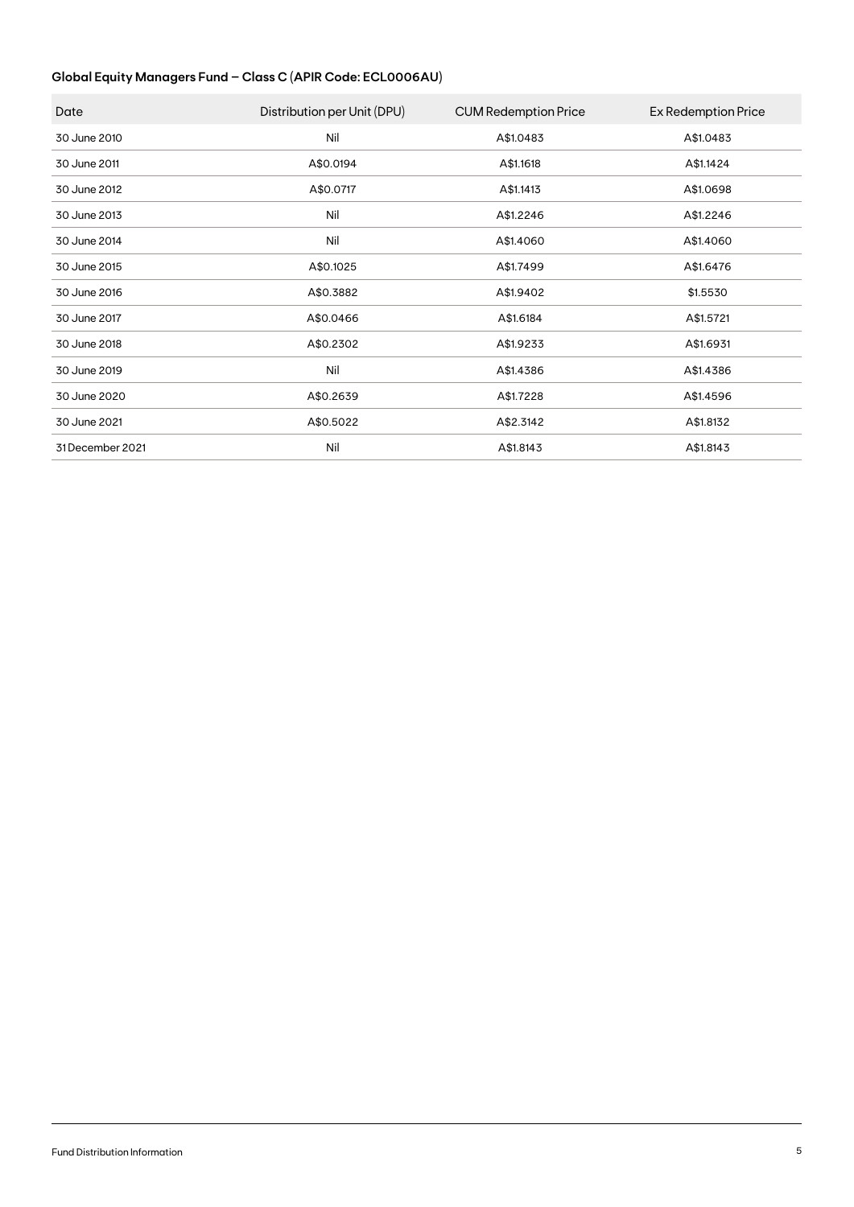### Global Equity Managers Fund – Class C (APIR Code: ECL0006AU)

| Date | Distribution per Unit (DPU) | CUM Redemption Price | Ex Redemption Price |
|---|---|---|---|
| 30 June 2010 | Nil | A$1.0483 | A$1.0483 |
| 30 June 2011 | A$0.0194 | A$1.1618 | A$1.1424 |
| 30 June 2012 | A$0.0717 | A$1.1413 | A$1.0698 |
| 30 June 2013 | Nil | A$1.2246 | A$1.2246 |
| 30 June 2014 | Nil | A$1.4060 | A$1.4060 |
| 30 June 2015 | A$0.1025 | A$1.7499 | A$1.6476 |
| 30 June 2016 | A$0.3882 | A$1.9402 | $1.5530 |
| 30 June 2017 | A$0.0466 | A$1.6184 | A$1.5721 |
| 30 June 2018 | A$0.2302 | A$1.9233 | A$1.6931 |
| 30 June 2019 | Nil | A$1.4386 | A$1.4386 |
| 30 June 2020 | A$0.2639 | A$1.7228 | A$1.4596 |
| 30 June 2021 | A$0.5022 | A$2.3142 | A$1.8132 |
| 31 December 2021 | Nil | A$1.8143 | A$1.8143 |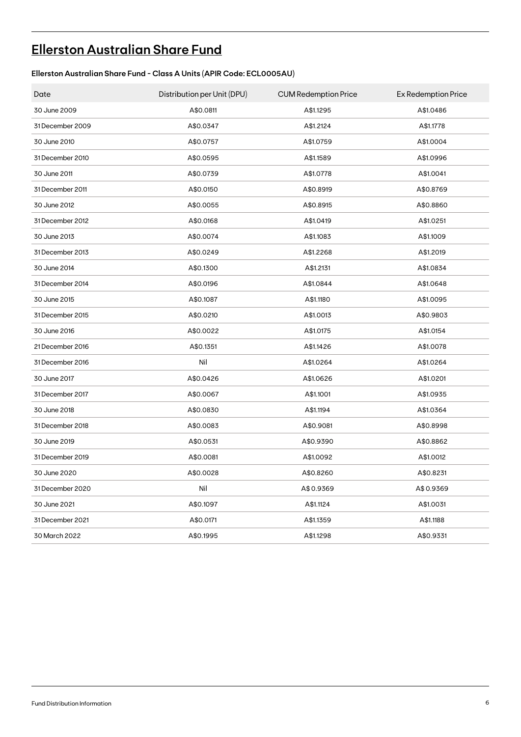# Ellerston Australian Share Fund

**Ellerston Australian Share Fund - Class A Units (APIR Code: ECL0005AU)**

| Date | Distribution per Unit (DPU) | CUM Redemption Price | Ex Redemption Price |
|---|---|---|---|
| 30 June 2009 | A$0.0811 | A$1.1295 | A$1.0486 |
| 31 December 2009 | A$0.0347 | A$1.2124 | A$1.1778 |
| 30 June 2010 | A$0.0757 | A$1.0759 | A$1.0004 |
| 31 December 2010 | A$0.0595 | A$1.1589 | A$1.0996 |
| 30 June 2011 | A$0.0739 | A$1.0778 | A$1.0041 |
| 31 December 2011 | A$0.0150 | A$0.8919 | A$0.8769 |
| 30 June 2012 | A$0.0055 | A$0.8915 | A$0.8860 |
| 31 December 2012 | A$0.0168 | A$1.0419 | A$1.0251 |
| 30 June 2013 | A$0.0074 | A$1.1083 | A$1.1009 |
| 31 December 2013 | A$0.0249 | A$1.2268 | A$1.2019 |
| 30 June 2014 | A$0.1300 | A$1.2131 | A$1.0834 |
| 31 December 2014 | A$0.0196 | A$1.0844 | A$1.0648 |
| 30 June 2015 | A$0.1087 | A$1.1180 | A$1.0095 |
| 31 December 2015 | A$0.0210 | A$1.0013 | A$0.9803 |
| 30 June 2016 | A$0.0022 | A$1.0175 | A$1.0154 |
| 21 December 2016 | A$0.1351 | A$1.1426 | A$1.0078 |
| 31 December 2016 | Nil | A$1.0264 | A$1.0264 |
| 30 June 2017 | A$0.0426 | A$1.0626 | A$1.0201 |
| 31 December 2017 | A$0.0067 | A$1.1001 | A$1.0935 |
| 30 June 2018 | A$0.0830 | A$1.1194 | A$1.0364 |
| 31 December 2018 | A$0.0083 | A$0.9081 | A$0.8998 |
| 30 June 2019 | A$0.0531 | A$0.9390 | A$0.8862 |
| 31 December 2019 | A$0.0081 | A$1.0092 | A$1.0012 |
| 30 June 2020 | A$0.0028 | A$0.8260 | A$0.8231 |
| 31 December 2020 | Nil | A$ 0.9369 | A$ 0.9369 |
| 30 June 2021 | A$0.1097 | A$1.1124 | A$1.0031 |
| 31 December 2021 | A$0.0171 | A$1.1359 | A$1.1188 |
| 30 March 2022 | A$0.1995 | A$1.1298 | A$0.9331 |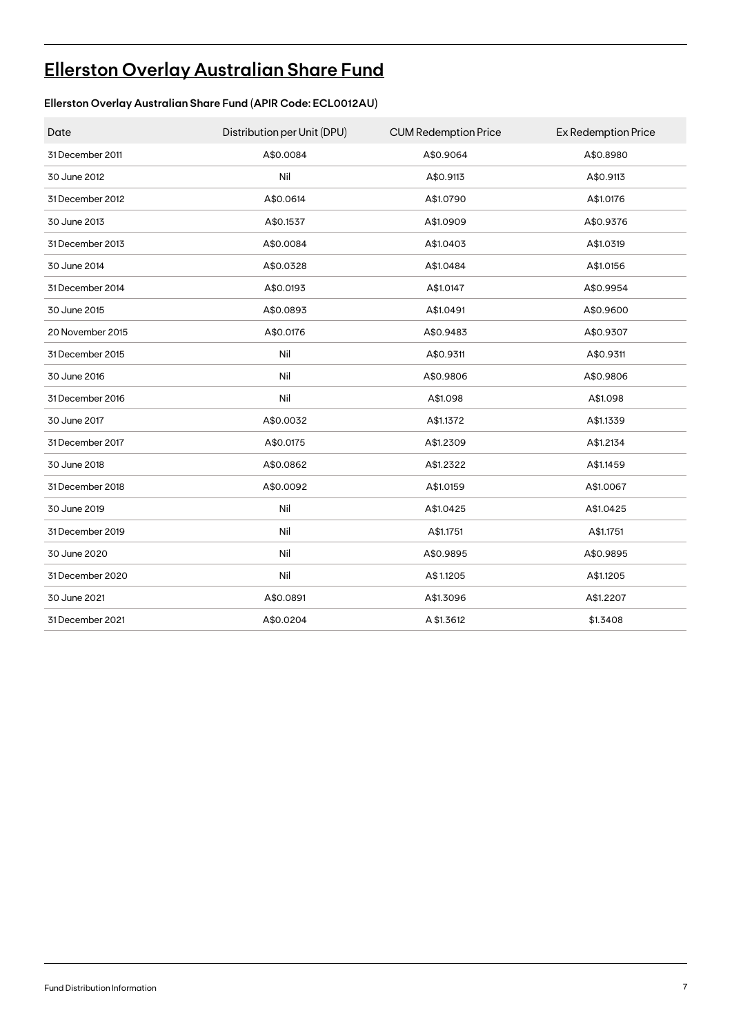# Ellerston Overlay Australian Share Fund

**Ellerston Overlay Australian Share Fund (APIR Code: ECL0012AU)**

| Date | Distribution per Unit (DPU) | CUM Redemption Price | Ex Redemption Price |
|---|---|---|---|
| 31 December 2011 | A$0.0084 | A$0.9064 | A$0.8980 |
| 30 June 2012 | Nil | A$0.9113 | A$0.9113 |
| 31 December 2012 | A$0.0614 | A$1.0790 | A$1.0176 |
| 30 June 2013 | A$0.1537 | A$1.0909 | A$0.9376 |
| 31 December 2013 | A$0.0084 | A$1.0403 | A$1.0319 |
| 30 June 2014 | A$0.0328 | A$1.0484 | A$1.0156 |
| 31 December 2014 | A$0.0193 | A$1.0147 | A$0.9954 |
| 30 June 2015 | A$0.0893 | A$1.0491 | A$0.9600 |
| 20 November 2015 | A$0.0176 | A$0.9483 | A$0.9307 |
| 31 December 2015 | Nil | A$0.9311 | A$0.9311 |
| 30 June 2016 | Nil | A$0.9806 | A$0.9806 |
| 31 December 2016 | Nil | A$1.098 | A$1.098 |
| 30 June 2017 | A$0.0032 | A$1.1372 | A$1.1339 |
| 31 December 2017 | A$0.0175 | A$1.2309 | A$1.2134 |
| 30 June 2018 | A$0.0862 | A$1.2322 | A$1.1459 |
| 31 December 2018 | A$0.0092 | A$1.0159 | A$1.0067 |
| 30 June 2019 | Nil | A$1.0425 | A$1.0425 |
| 31 December 2019 | Nil | A$1.1751 | A$1.1751 |
| 30 June 2020 | Nil | A$0.9895 | A$0.9895 |
| 31 December 2020 | Nil | A$1.1205 | A$1.1205 |
| 30 June 2021 | A$0.0891 | A$1.3096 | A$1.2207 |
| 31 December 2021 | A$0.0204 | A $1.3612 | $1.3408 |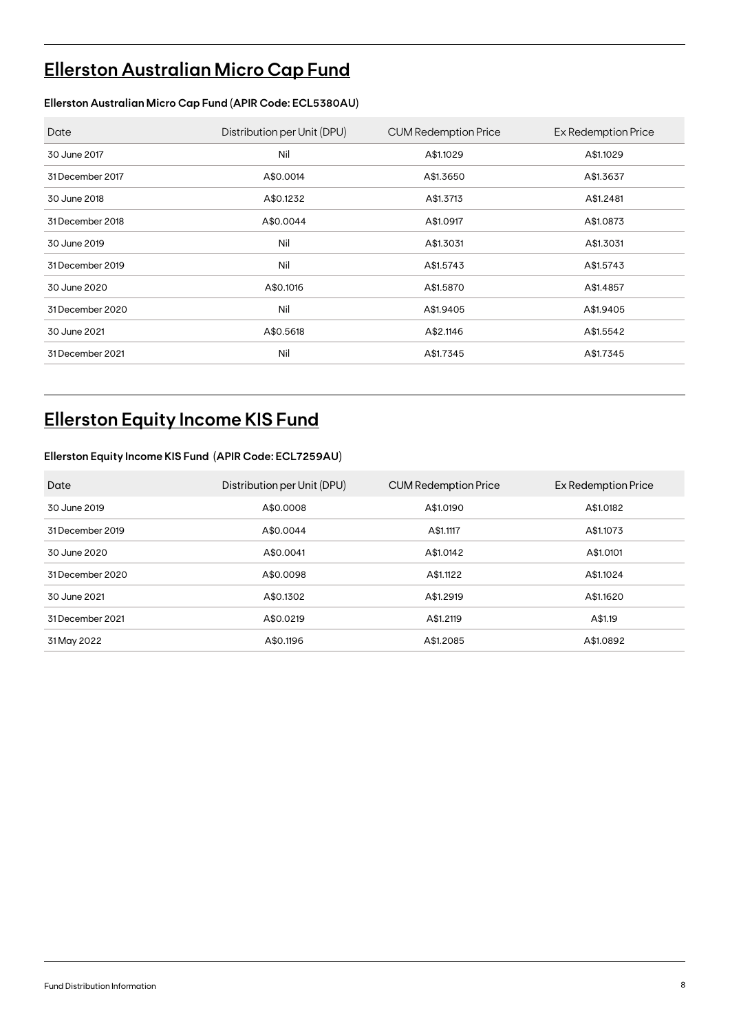## Ellerston Australian Micro Cap Fund

**Ellerston Australian Micro Cap Fund (APIR Code: ECL5380AU)**

| Date | Distribution per Unit (DPU) | CUM Redemption Price | Ex Redemption Price |
|---|---|---|---|
| 30 June 2017 | Nil | A$1.1029 | A$1.1029 |
| 31 December 2017 | A$0.0014 | A$1.3650 | A$1.3637 |
| 30 June 2018 | A$0.1232 | A$1.3713 | A$1.2481 |
| 31 December 2018 | A$0.0044 | A$1.0917 | A$1.0873 |
| 30 June 2019 | Nil | A$1.3031 | A$1.3031 |
| 31 December 2019 | Nil | A$1.5743 | A$1.5743 |
| 30 June 2020 | A$0.1016 | A$1.5870 | A$1.4857 |
| 31 December 2020 | Nil | A$1.9405 | A$1.9405 |
| 30 June 2021 | A$0.5618 | A$2.1146 | A$1.5542 |
| 31 December 2021 | Nil | A$1.7345 | A$1.7345 |

## Ellerston Equity Income KIS Fund

**Ellerston Equity Income KIS Fund (APIR Code: ECL7259AU)**

| Date | Distribution per Unit (DPU) | CUM Redemption Price | Ex Redemption Price |
|---|---|---|---|
| 30 June 2019 | A$0.0008 | A$1.0190 | A$1.0182 |
| 31 December 2019 | A$0.0044 | A$1.1117 | A$1.1073 |
| 30 June 2020 | A$0.0041 | A$1.0142 | A$1.0101 |
| 31 December 2020 | A$0.0098 | A$1.1122 | A$1.1024 |
| 30 June 2021 | A$0.1302 | A$1.2919 | A$1.1620 |
| 31 December 2021 | A$0.0219 | A$1.2119 | A$1.19 |
| 31 May 2022 | A$0.1196 | A$1.2085 | A$1.0892 |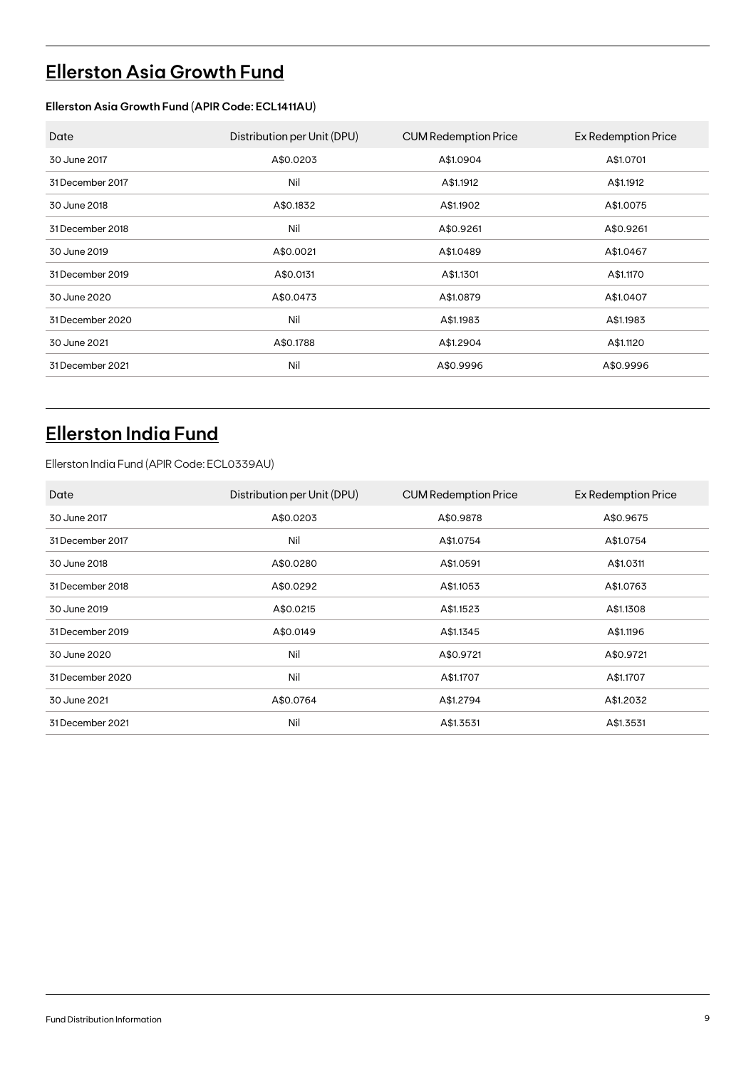## Ellerston Asia Growth Fund

**Ellerston Asia Growth Fund (APIR Code: ECL1411AU)**

| Date | Distribution per Unit (DPU) | CUM Redemption Price | Ex Redemption Price |
|---|---|---|---|
| 30 June 2017 | A$0.0203 | A$1.0904 | A$1.0701 |
| 31 December 2017 | Nil | A$1.1912 | A$1.1912 |
| 30 June 2018 | A$0.1832 | A$1.1902 | A$1.0075 |
| 31 December 2018 | Nil | A$0.9261 | A$0.9261 |
| 30 June 2019 | A$0.0021 | A$1.0489 | A$1.0467 |
| 31 December 2019 | A$0.0131 | A$1.1301 | A$1.1170 |
| 30 June 2020 | A$0.0473 | A$1.0879 | A$1.0407 |
| 31 December 2020 | Nil | A$1.1983 | A$1.1983 |
| 30 June 2021 | A$0.1788 | A$1.2904 | A$1.1120 |
| 31 December 2021 | Nil | A$0.9996 | A$0.9996 |

## Ellerston India Fund

Ellerston India Fund (APIR Code: ECL0339AU)

| Date | Distribution per Unit (DPU) | CUM Redemption Price | Ex Redemption Price |
|---|---|---|---|
| 30 June 2017 | A$0.0203 | A$0.9878 | A$0.9675 |
| 31 December 2017 | Nil | A$1.0754 | A$1.0754 |
| 30 June 2018 | A$0.0280 | A$1.0591 | A$1.0311 |
| 31 December 2018 | A$0.0292 | A$1.1053 | A$1.0763 |
| 30 June 2019 | A$0.0215 | A$1.1523 | A$1.1308 |
| 31 December 2019 | A$0.0149 | A$1.1345 | A$1.1196 |
| 30 June 2020 | Nil | A$0.9721 | A$0.9721 |
| 31 December 2020 | Nil | A$1.1707 | A$1.1707 |
| 30 June 2021 | A$0.0764 | A$1.2794 | A$1.2032 |
| 31 December 2021 | Nil | A$1.3531 | A$1.3531 |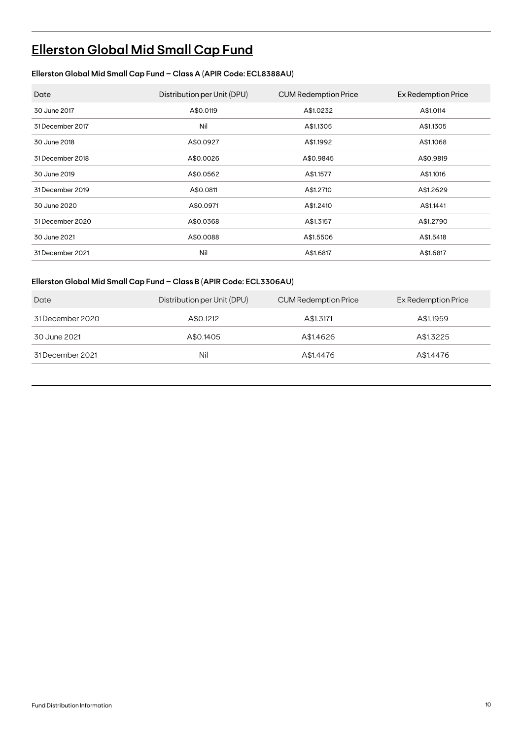# Ellerston Global Mid Small Cap Fund

### Ellerston Global Mid Small Cap Fund – Class A (APIR Code: ECL8388AU)

| Date | Distribution per Unit (DPU) | CUM Redemption Price | Ex Redemption Price |
|---|---|---|---|
| 30 June 2017 | A$0.0119 | A$1.0232 | A$1.0114 |
| 31 December 2017 | Nil | A$1.1305 | A$1.1305 |
| 30 June 2018 | A$0.0927 | A$1.1992 | A$1.1068 |
| 31 December 2018 | A$0.0026 | A$0.9845 | A$0.9819 |
| 30 June 2019 | A$0.0562 | A$1.1577 | A$1.1016 |
| 31 December 2019 | A$0.0811 | A$1.2710 | A$1.2629 |
| 30 June 2020 | A$0.0971 | A$1.2410 | A$1.1441 |
| 31 December 2020 | A$0.0368 | A$1.3157 | A$1.2790 |
| 30 June 2021 | A$0.0088 | A$1.5506 | A$1.5418 |
| 31 December 2021 | Nil | A$1.6817 | A$1.6817 |

### Ellerston Global Mid Small Cap Fund – Class B (APIR Code: ECL3306AU)

| Date | Distribution per Unit (DPU) | CUM Redemption Price | Ex Redemption Price |
|---|---|---|---|
| 31 December 2020 | A$0.1212 | A$1.3171 | A$1.1959 |
| 30 June 2021 | A$0.1405 | A$1.4626 | A$1.3225 |
| 31 December 2021 | Nil | A$1.4476 | A$1.4476 |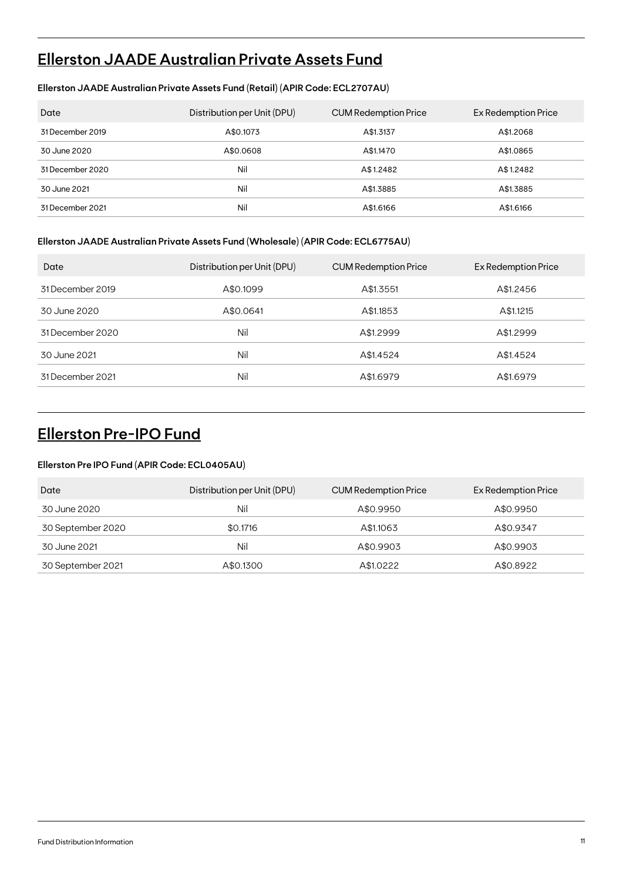## Ellerston JAADE Australian Private Assets Fund

**Ellerston JAADE Australian Private Assets Fund (Retail) (APIR Code: ECL2707AU)**

| Date | Distribution per Unit (DPU) | CUM Redemption Price | Ex Redemption Price |
|---|---|---|---|
| 31 December 2019 | A$0.1073 | A$1.3137 | A$1.2068 |
| 30 June 2020 | A$0.0608 | A$1.1470 | A$1.0865 |
| 31 December 2020 | Nil | A$1.2482 | A$1.2482 |
| 30 June 2021 | Nil | A$1.3885 | A$1.3885 |
| 31 December 2021 | Nil | A$1.6166 | A$1.6166 |

**Ellerston JAADE Australian Private Assets Fund (Wholesale) (APIR Code: ECL6775AU)**

| Date | Distribution per Unit (DPU) | CUM Redemption Price | Ex Redemption Price |
|---|---|---|---|
| 31 December 2019 | A$0.1099 | A$1.3551 | A$1.2456 |
| 30 June 2020 | A$0.0641 | A$1.1853 | A$1.1215 |
| 31 December 2020 | Nil | A$1.2999 | A$1.2999 |
| 30 June 2021 | Nil | A$1.4524 | A$1.4524 |
| 31 December 2021 | Nil | A$1.6979 | A$1.6979 |

## Ellerston Pre-IPO Fund

**Ellerston Pre IPO Fund (APIR Code: ECL0405AU)**

| Date | Distribution per Unit (DPU) | CUM Redemption Price | Ex Redemption Price |
|---|---|---|---|
| 30 June 2020 | Nil | A$0.9950 | A$0.9950 |
| 30 September 2020 | $0.1716 | A$1.1063 | A$0.9347 |
| 30 June 2021 | Nil | A$0.9903 | A$0.9903 |
| 30 September 2021 | A$0.1300 | A$1.0222 | A$0.8922 |